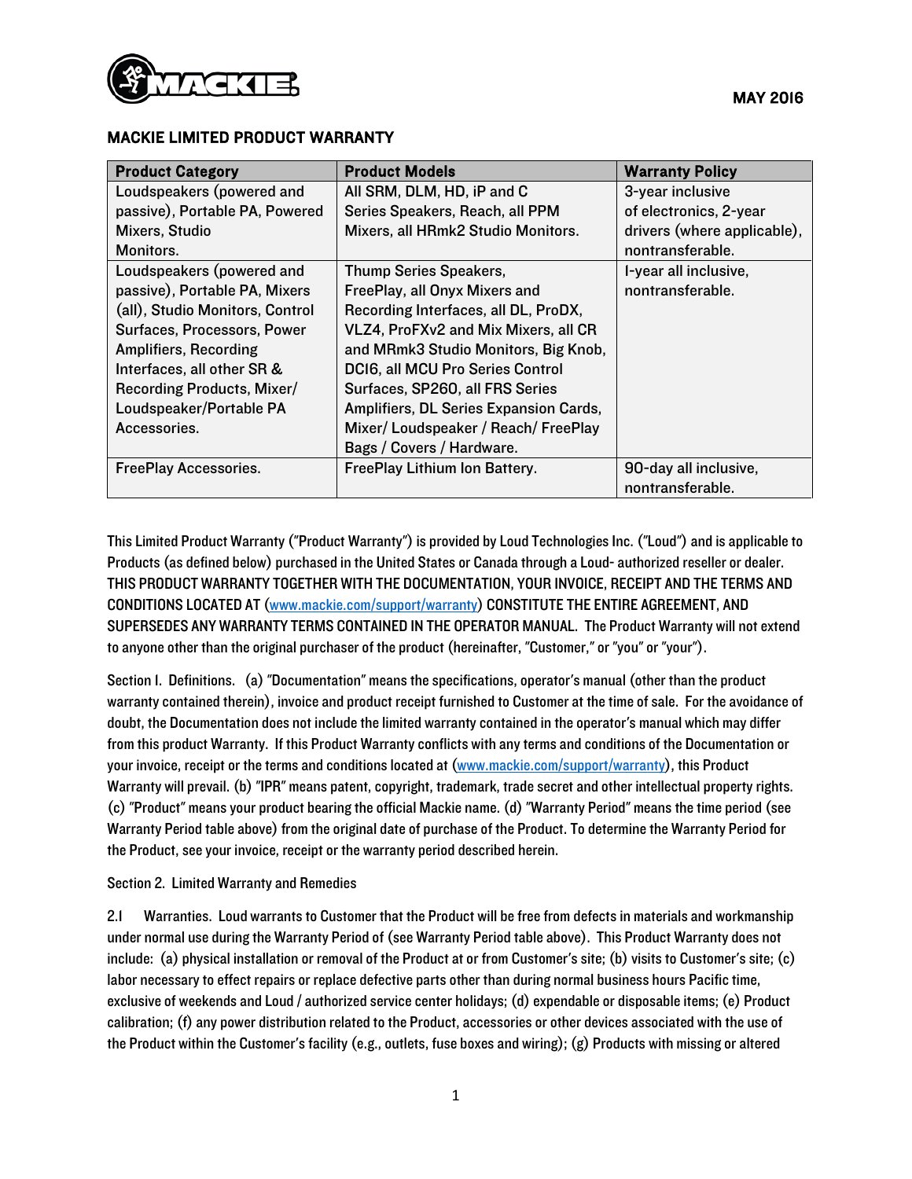MAY 2016

## MACKIE LIMITED PRODUCT WARRANTY

| Product Category | Product Models | Warranty Policy |
|---|---|---|
| Loudspeakers (powered and passive), Portable PA, Powered Mixers, Studio Monitors. | All SRM, DLM, HD, iP and C Series Speakers, Reach, all PPM Mixers, all HRmk2 Studio Monitors. | 3-year inclusive of electronics, 2-year drivers (where applicable), nontransferable. |
| Loudspeakers (powered and passive), Portable PA, Mixers (all), Studio Monitors, Control Surfaces, Processors, Power Amplifiers, Recording Interfaces, all other SR & Recording Products, Mixer/ Loudspeaker/Portable PA Accessories. | Thump Series Speakers, FreePlay, all Onyx Mixers and Recording Interfaces, all DL, ProDX, VLZ4, ProFXv2 and Mix Mixers, all CR and MRmk3 Studio Monitors, Big Knob, DCI6, all MCU Pro Series Control Surfaces, SP260, all FRS Series Amplifiers, DL Series Expansion Cards, Mixer/ Loudspeaker / Reach/ FreePlay Bags / Covers / Hardware. | 1-year all inclusive, nontransferable. |
| FreePlay Accessories. | FreePlay Lithium Ion Battery. | 90-day all inclusive, nontransferable. |

This Limited Product Warranty ("Product Warranty") is provided by Loud Technologies Inc. ("Loud") and is applicable to Products (as defined below) purchased in the United States or Canada through a Loud- authorized reseller or dealer. THIS PRODUCT WARRANTY TOGETHER WITH THE DOCUMENTATION, YOUR INVOICE, RECEIPT AND THE TERMS AND CONDITIONS LOCATED AT (www.mackie.com/support/warranty) CONSTITUTE THE ENTIRE AGREEMENT, AND SUPERSEDES ANY WARRANTY TERMS CONTAINED IN THE OPERATOR MANUAL. The Product Warranty will not extend to anyone other than the original purchaser of the product (hereinafter, "Customer," or "you" or "your").

Section 1. Definitions. (a) "Documentation" means the specifications, operator's manual (other than the product warranty contained therein), invoice and product receipt furnished to Customer at the time of sale. For the avoidance of doubt, the Documentation does not include the limited warranty contained in the operator's manual which may differ from this product Warranty. If this Product Warranty conflicts with any terms and conditions of the Documentation or your invoice, receipt or the terms and conditions located at (www.mackie.com/support/warranty), this Product Warranty will prevail. (b) "IPR" means patent, copyright, trademark, trade secret and other intellectual property rights. (c) "Product" means your product bearing the official Mackie name. (d) "Warranty Period" means the time period (see Warranty Period table above) from the original date of purchase of the Product. To determine the Warranty Period for the Product, see your invoice, receipt or the warranty period described herein.

Section 2. Limited Warranty and Remedies

2.1 Warranties. Loud warrants to Customer that the Product will be free from defects in materials and workmanship under normal use during the Warranty Period of (see Warranty Period table above). This Product Warranty does not include: (a) physical installation or removal of the Product at or from Customer's site; (b) visits to Customer's site; (c) labor necessary to effect repairs or replace defective parts other than during normal business hours Pacific time, exclusive of weekends and Loud / authorized service center holidays; (d) expendable or disposable items; (e) Product calibration; (f) any power distribution related to the Product, accessories or other devices associated with the use of the Product within the Customer's facility (e.g., outlets, fuse boxes and wiring); (g) Products with missing or altered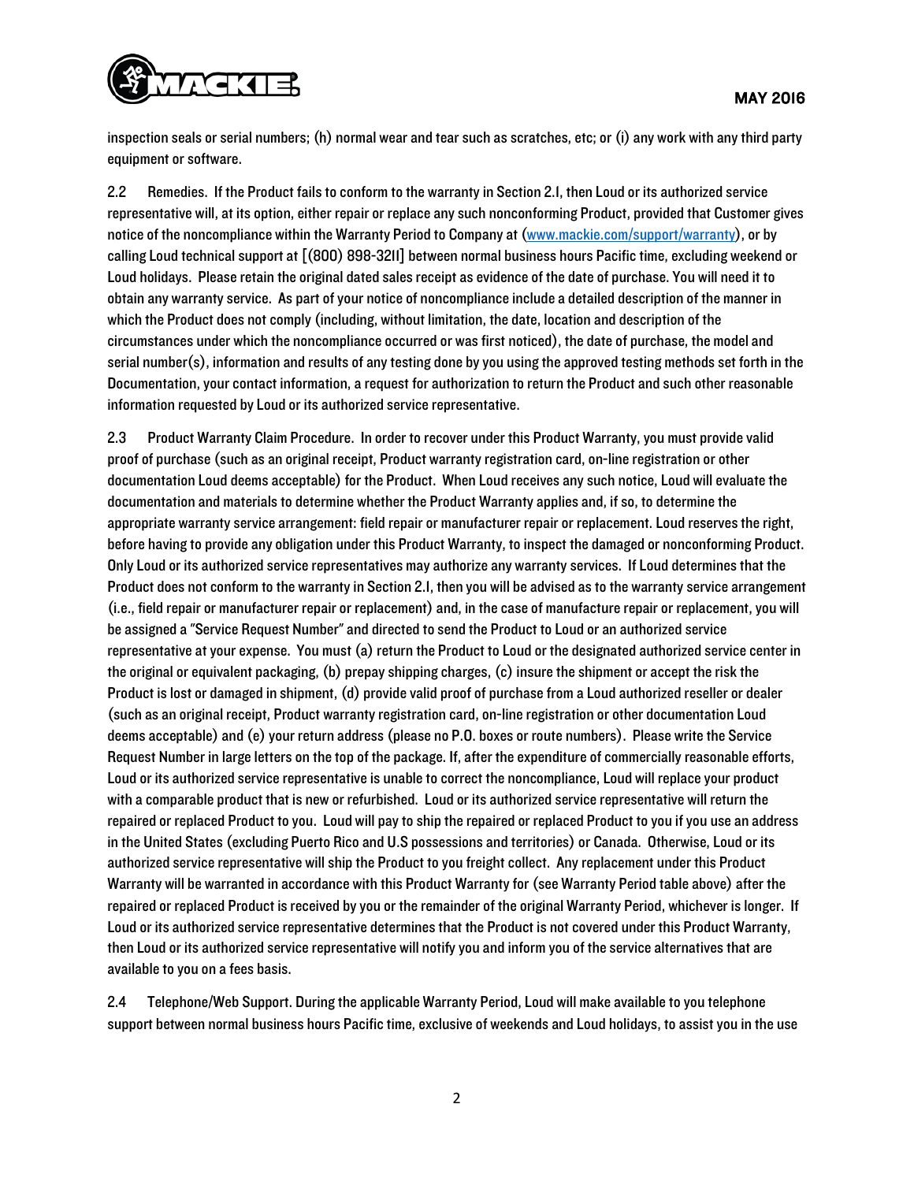inspection seals or serial numbers; (h) normal wear and tear such as scratches, etc; or (i) any work with any third party equipment or software.

2.2 Remedies. If the Product fails to conform to the warranty in Section 2.1, then Loud or its authorized service representative will, at its option, either repair or replace any such nonconforming Product, provided that Customer gives notice of the noncompliance within the Warranty Period to Company at (www.mackie.com/support/warranty), or by calling Loud technical support at [(800) 898-3211] between normal business hours Pacific time, excluding weekend or Loud holidays. Please retain the original dated sales receipt as evidence of the date of purchase. You will need it to obtain any warranty service. As part of your notice of noncompliance include a detailed description of the manner in which the Product does not comply (including, without limitation, the date, location and description of the circumstances under which the noncompliance occurred or was first noticed), the date of purchase, the model and serial number(s), information and results of any testing done by you using the approved testing methods set forth in the Documentation, your contact information, a request for authorization to return the Product and such other reasonable information requested by Loud or its authorized service representative.

2.3 Product Warranty Claim Procedure. In order to recover under this Product Warranty, you must provide valid proof of purchase (such as an original receipt, Product warranty registration card, on-line registration or other documentation Loud deems acceptable) for the Product. When Loud receives any such notice, Loud will evaluate the documentation and materials to determine whether the Product Warranty applies and, if so, to determine the appropriate warranty service arrangement: field repair or manufacturer repair or replacement. Loud reserves the right, before having to provide any obligation under this Product Warranty, to inspect the damaged or nonconforming Product. Only Loud or its authorized service representatives may authorize any warranty services. If Loud determines that the Product does not conform to the warranty in Section 2.1, then you will be advised as to the warranty service arrangement (i.e., field repair or manufacturer repair or replacement) and, in the case of manufacture repair or replacement, you will be assigned a "Service Request Number" and directed to send the Product to Loud or an authorized service representative at your expense. You must (a) return the Product to Loud or the designated authorized service center in the original or equivalent packaging, (b) prepay shipping charges, (c) insure the shipment or accept the risk the Product is lost or damaged in shipment, (d) provide valid proof of purchase from a Loud authorized reseller or dealer (such as an original receipt, Product warranty registration card, on-line registration or other documentation Loud deems acceptable) and (e) your return address (please no P.O. boxes or route numbers). Please write the Service Request Number in large letters on the top of the package. If, after the expenditure of commercially reasonable efforts, Loud or its authorized service representative is unable to correct the noncompliance, Loud will replace your product with a comparable product that is new or refurbished. Loud or its authorized service representative will return the repaired or replaced Product to you. Loud will pay to ship the repaired or replaced Product to you if you use an address in the United States (excluding Puerto Rico and U.S possessions and territories) or Canada. Otherwise, Loud or its authorized service representative will ship the Product to you freight collect. Any replacement under this Product Warranty will be warranted in accordance with this Product Warranty for (see Warranty Period table above) after the repaired or replaced Product is received by you or the remainder of the original Warranty Period, whichever is longer. If Loud or its authorized service representative determines that the Product is not covered under this Product Warranty, then Loud or its authorized service representative will notify you and inform you of the service alternatives that are available to you on a fees basis.

2.4 Telephone/Web Support. During the applicable Warranty Period, Loud will make available to you telephone support between normal business hours Pacific time, exclusive of weekends and Loud holidays, to assist you in the use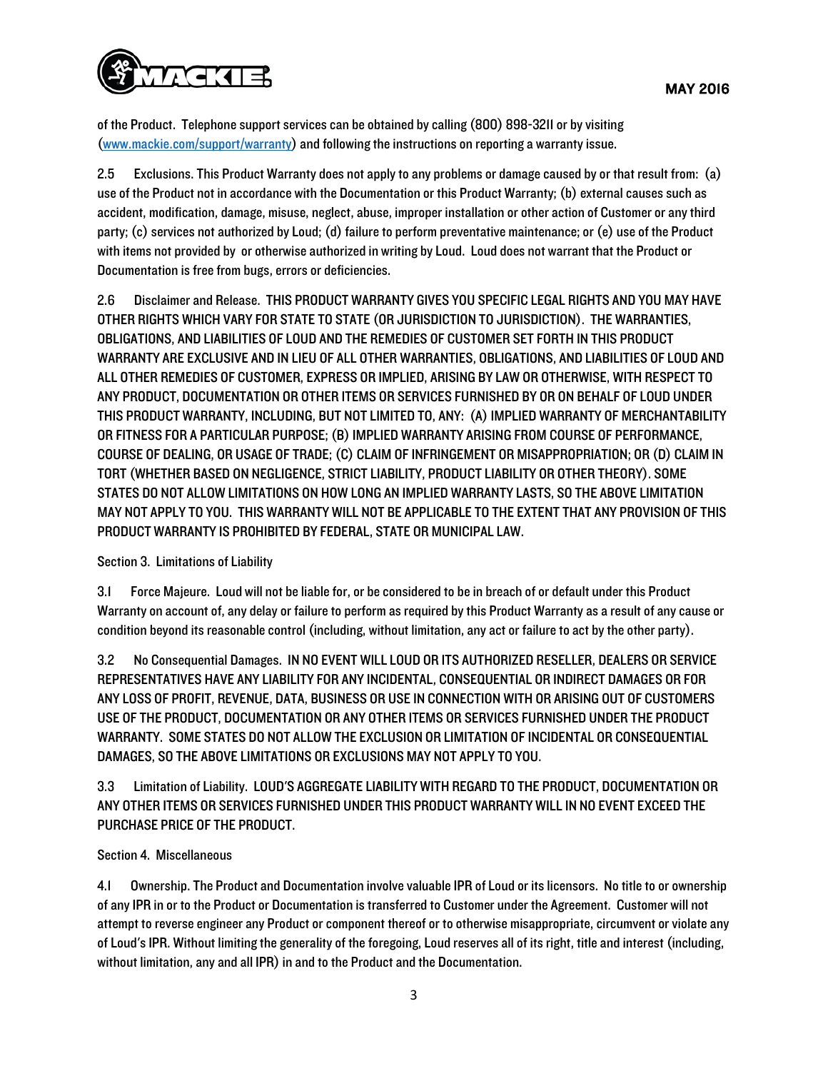of the Product. Telephone support services can be obtained by calling (800) 898-3211 or by visiting ([www.mackie.com/support/warranty](www.mackie.com/support/warranty)) and following the instructions on reporting a warranty issue.

2.5 Exclusions. This Product Warranty does not apply to any problems or damage caused by or that result from: (a) use of the Product not in accordance with the Documentation or this Product Warranty; (b) external causes such as accident, modification, damage, misuse, neglect, abuse, improper installation or other action of Customer or any third party; (c) services not authorized by Loud; (d) failure to perform preventative maintenance; or (e) use of the Product with items not provided by or otherwise authorized in writing by Loud. Loud does not warrant that the Product or Documentation is free from bugs, errors or deficiencies.

2.6 Disclaimer and Release. THIS PRODUCT WARRANTY GIVES YOU SPECIFIC LEGAL RIGHTS AND YOU MAY HAVE OTHER RIGHTS WHICH VARY FOR STATE TO STATE (OR JURISDICTION TO JURISDICTION). THE WARRANTIES, OBLIGATIONS, AND LIABILITIES OF LOUD AND THE REMEDIES OF CUSTOMER SET FORTH IN THIS PRODUCT WARRANTY ARE EXCLUSIVE AND IN LIEU OF ALL OTHER WARRANTIES, OBLIGATIONS, AND LIABILITIES OF LOUD AND ALL OTHER REMEDIES OF CUSTOMER, EXPRESS OR IMPLIED, ARISING BY LAW OR OTHERWISE, WITH RESPECT TO ANY PRODUCT, DOCUMENTATION OR OTHER ITEMS OR SERVICES FURNISHED BY OR ON BEHALF OF LOUD UNDER THIS PRODUCT WARRANTY, INCLUDING, BUT NOT LIMITED TO, ANY: (A) IMPLIED WARRANTY OF MERCHANTABILITY OR FITNESS FOR A PARTICULAR PURPOSE; (B) IMPLIED WARRANTY ARISING FROM COURSE OF PERFORMANCE, COURSE OF DEALING, OR USAGE OF TRADE; (C) CLAIM OF INFRINGEMENT OR MISAPPROPRIATION; OR (D) CLAIM IN TORT (WHETHER BASED ON NEGLIGENCE, STRICT LIABILITY, PRODUCT LIABILITY OR OTHER THEORY). SOME STATES DO NOT ALLOW LIMITATIONS ON HOW LONG AN IMPLIED WARRANTY LASTS, SO THE ABOVE LIMITATION MAY NOT APPLY TO YOU. THIS WARRANTY WILL NOT BE APPLICABLE TO THE EXTENT THAT ANY PROVISION OF THIS PRODUCT WARRANTY IS PROHIBITED BY FEDERAL, STATE OR MUNICIPAL LAW.

Section 3. Limitations of Liability

3.1 Force Majeure. Loud will not be liable for, or be considered to be in breach of or default under this Product Warranty on account of, any delay or failure to perform as required by this Product Warranty as a result of any cause or condition beyond its reasonable control (including, without limitation, any act or failure to act by the other party).

3.2 No Consequential Damages. IN NO EVENT WILL LOUD OR ITS AUTHORIZED RESELLER, DEALERS OR SERVICE REPRESENTATIVES HAVE ANY LIABILITY FOR ANY INCIDENTAL, CONSEQUENTIAL OR INDIRECT DAMAGES OR FOR ANY LOSS OF PROFIT, REVENUE, DATA, BUSINESS OR USE IN CONNECTION WITH OR ARISING OUT OF CUSTOMERS USE OF THE PRODUCT, DOCUMENTATION OR ANY OTHER ITEMS OR SERVICES FURNISHED UNDER THE PRODUCT WARRANTY. SOME STATES DO NOT ALLOW THE EXCLUSION OR LIMITATION OF INCIDENTAL OR CONSEQUENTIAL DAMAGES, SO THE ABOVE LIMITATIONS OR EXCLUSIONS MAY NOT APPLY TO YOU.

3.3 Limitation of Liability. LOUD'S AGGREGATE LIABILITY WITH REGARD TO THE PRODUCT, DOCUMENTATION OR ANY OTHER ITEMS OR SERVICES FURNISHED UNDER THIS PRODUCT WARRANTY WILL IN NO EVENT EXCEED THE PURCHASE PRICE OF THE PRODUCT.

Section 4. Miscellaneous

4.1 Ownership. The Product and Documentation involve valuable IPR of Loud or its licensors. No title to or ownership of any IPR in or to the Product or Documentation is transferred to Customer under the Agreement. Customer will not attempt to reverse engineer any Product or component thereof or to otherwise misappropriate, circumvent or violate any of Loud's IPR. Without limiting the generality of the foregoing, Loud reserves all of its right, title and interest (including, without limitation, any and all IPR) in and to the Product and the Documentation.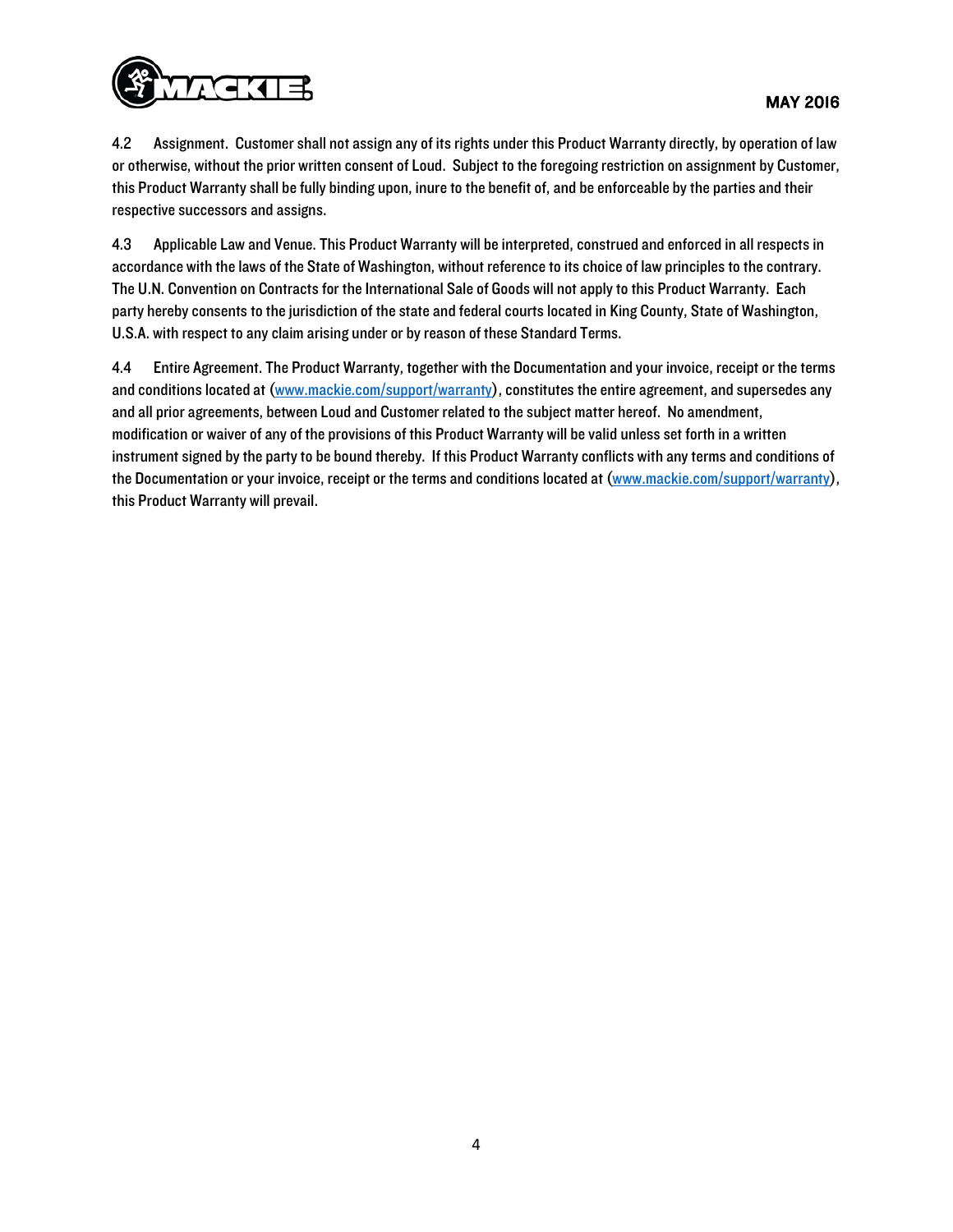4.2 Assignment. Customer shall not assign any of its rights under this Product Warranty directly, by operation of law or otherwise, without the prior written consent of Loud. Subject to the foregoing restriction on assignment by Customer, this Product Warranty shall be fully binding upon, inure to the benefit of, and be enforceable by the parties and their respective successors and assigns.

4.3 Applicable Law and Venue. This Product Warranty will be interpreted, construed and enforced in all respects in accordance with the laws of the State of Washington, without reference to its choice of law principles to the contrary. The U.N. Convention on Contracts for the International Sale of Goods will not apply to this Product Warranty. Each party hereby consents to the jurisdiction of the state and federal courts located in King County, State of Washington, U.S.A. with respect to any claim arising under or by reason of these Standard Terms.

4.4 Entire Agreement. The Product Warranty, together with the Documentation and your invoice, receipt or the terms and conditions located at ([www.mackie.com/support/warranty](http://www.mackie.com/support/warranty)), constitutes the entire agreement, and supersedes any and all prior agreements, between Loud and Customer related to the subject matter hereof. No amendment, modification or waiver of any of the provisions of this Product Warranty will be valid unless set forth in a written instrument signed by the party to be bound thereby. If this Product Warranty conflicts with any terms and conditions of the Documentation or your invoice, receipt or the terms and conditions located at ([www.mackie.com/support/warranty](http://www.mackie.com/support/warranty)), this Product Warranty will prevail.